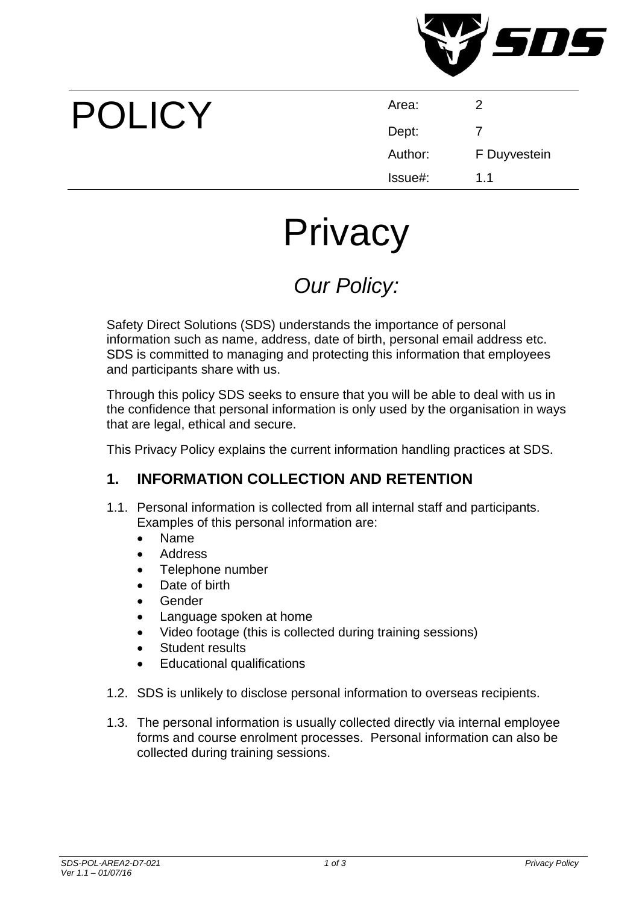# POLICY

| Area: | 2 |
| --- | --- |
| Dept: | 7 |
| Author: | F Duyvestein |
| Issue#: | 1.1 |

# Privacy

## *Our Policy:*

Safety Direct Solutions (SDS) understands the importance of personal information such as name, address, date of birth, personal email address etc. SDS is committed to managing and protecting this information that employees and participants share with us.

Through this policy SDS seeks to ensure that you will be able to deal with us in the confidence that personal information is only used by the organisation in ways that are legal, ethical and secure.

This Privacy Policy explains the current information handling practices at SDS.

### 1. INFORMATION COLLECTION AND RETENTION

1.1. Personal information is collected from all internal staff and participants. Examples of this personal information are:

- Name
- Address
- Telephone number
- Date of birth
- Gender
- Language spoken at home
- Video footage (this is collected during training sessions)
- Student results
- Educational qualifications

1.2. SDS is unlikely to disclose personal information to overseas recipients.

1.3. The personal information is usually collected directly via internal employee forms and course enrolment processes. Personal information can also be collected during training sessions.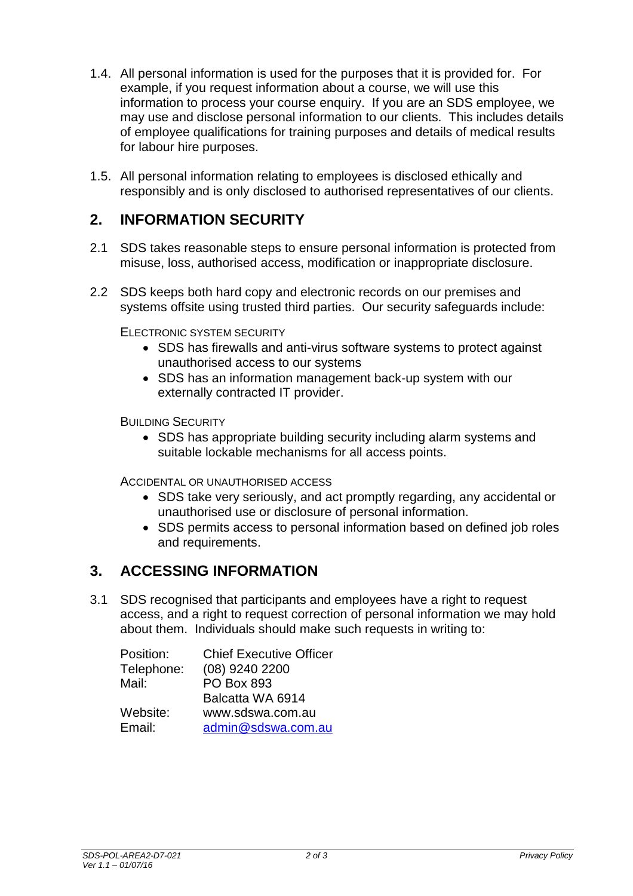1.4. All personal information is used for the purposes that it is provided for. For example, if you request information about a course, we will use this information to process your course enquiry. If you are an SDS employee, we may use and disclose personal information to our clients. This includes details of employee qualifications for training purposes and details of medical results for labour hire purposes.

1.5. All personal information relating to employees is disclosed ethically and responsibly and is only disclosed to authorised representatives of our clients.

## 2. INFORMATION SECURITY

2.1 SDS takes reasonable steps to ensure personal information is protected from misuse, loss, authorised access, modification or inappropriate disclosure.

2.2 SDS keeps both hard copy and electronic records on our premises and systems offsite using trusted third parties. Our security safeguards include:

ELECTRONIC SYSTEM SECURITY

- SDS has firewalls and anti-virus software systems to protect against unauthorised access to our systems
- SDS has an information management back-up system with our externally contracted IT provider.

BUILDING SECURITY

- SDS has appropriate building security including alarm systems and suitable lockable mechanisms for all access points.

ACCIDENTAL OR UNAUTHORISED ACCESS

- SDS take very seriously, and act promptly regarding, any accidental or unauthorised use or disclosure of personal information.
- SDS permits access to personal information based on defined job roles and requirements.

## 3. ACCESSING INFORMATION

3.1 SDS recognised that participants and employees have a right to request access, and a right to request correction of personal information we may hold about them. Individuals should make such requests in writing to:

| | |
|---|---|
| Position: | Chief Executive Officer |
| Telephone: | (08) 9240 2200 |
| Mail: | PO Box 893<br>Balcatta WA 6914 |
| Website: | www.sdswa.com.au |
| Email: | admin@sdswa.com.au |

*SDS-POL-AREA2-D7-021*
*Ver 1.1 – 01/07/16*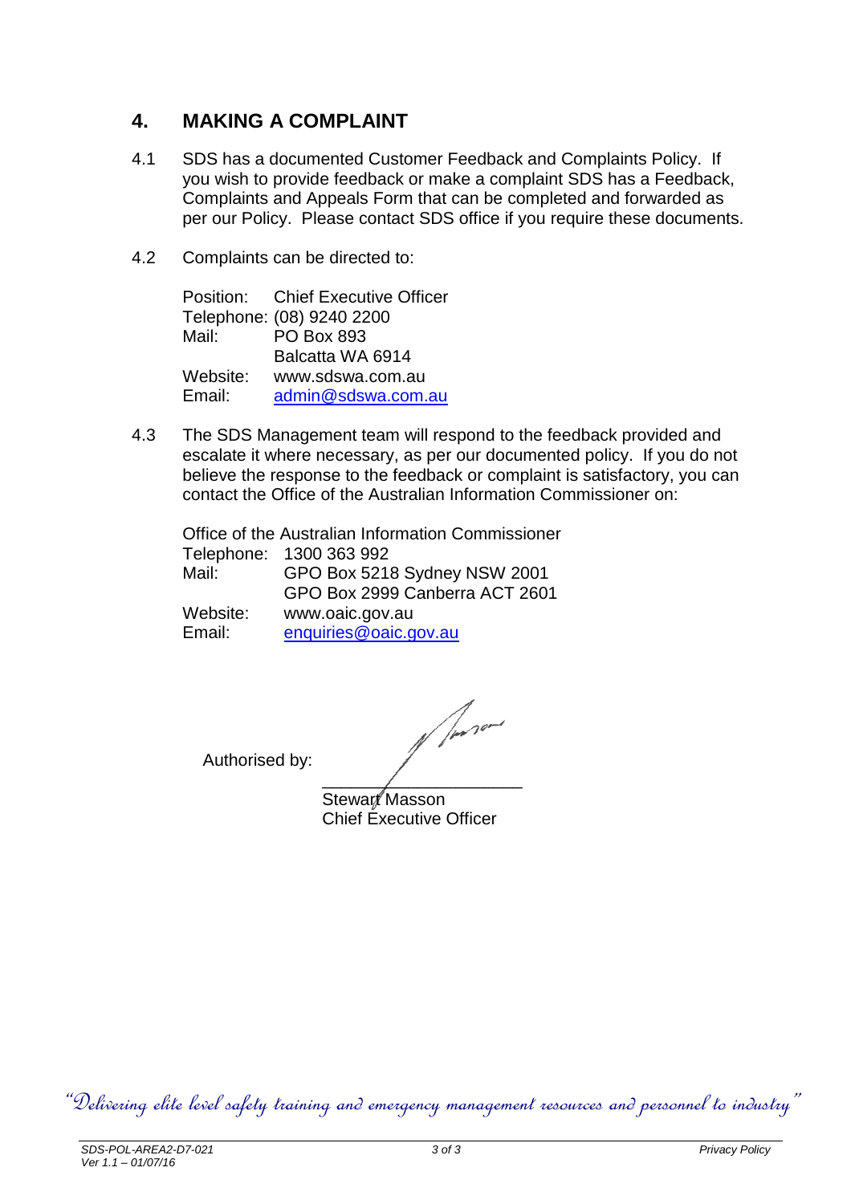## 4. MAKING A COMPLAINT

4.1 SDS has a documented Customer Feedback and Complaints Policy. If you wish to provide feedback or make a complaint SDS has a Feedback, Complaints and Appeals Form that can be completed and forwarded as per our Policy. Please contact SDS office if you require these documents.

4.2 Complaints can be directed to:

| | |
|---|---|
| Position: | Chief Executive Officer |
| Telephone: | (08) 9240 2200 |
| Mail: | PO Box 893<br>Balcatta WA 6914 |
| Website: | www.sdswa.com.au |
| Email: | admin@sdswa.com.au |

4.3 The SDS Management team will respond to the feedback provided and escalate it where necessary, as per our documented policy. If you do not believe the response to the feedback or complaint is satisfactory, you can contact the Office of the Australian Information Commissioner on:

Office of the Australian Information Commissioner

| | |
|---|---|
| Telephone: | 1300 363 992 |
| Mail: | GPO Box 5218 Sydney NSW 2001<br>GPO Box 2999 Canberra ACT 2601 |
| Website: | www.oaic.gov.au |
| Email: | enquiries@oaic.gov.au |

Authorised by:

Stewart Masson
Chief Executive Officer

*"Delivering elite level safety training and emergency management resources and personnel to industry"*